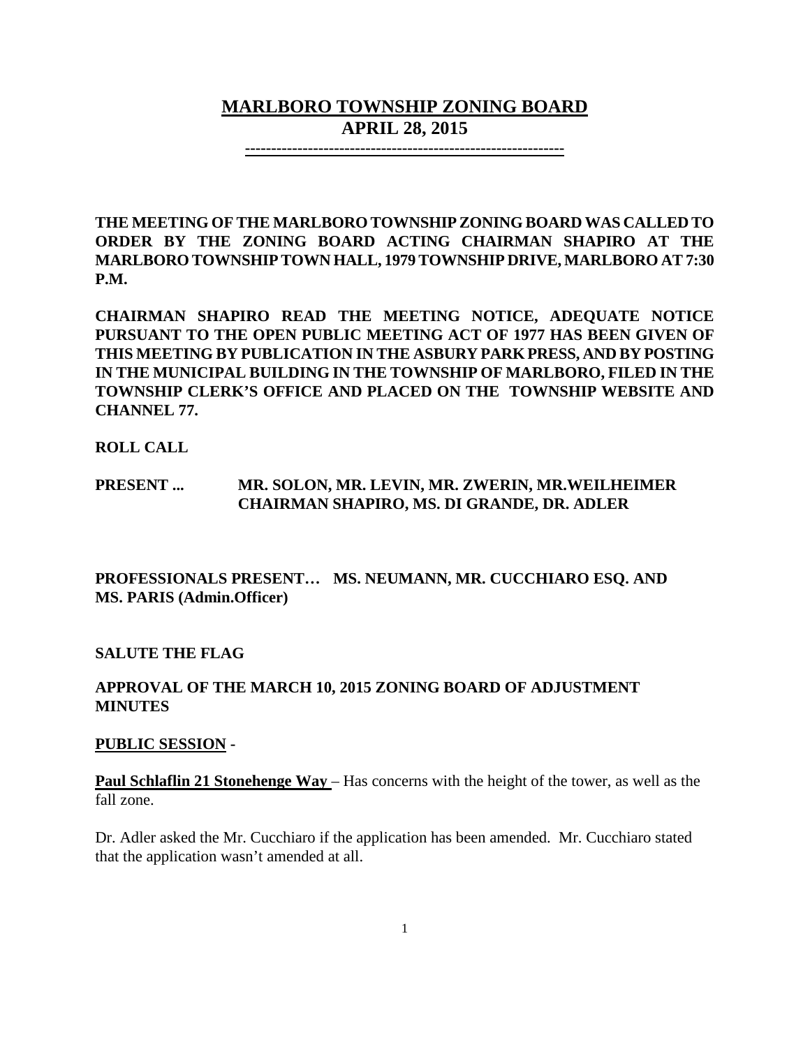# MARLBORO TOWNSHIP ZONING BOARD
## APRIL 28, 2015

-----------------------------------------------------------

**THE MEETING OF THE MARLBORO TOWNSHIP ZONING BOARD WAS CALLED TO ORDER BY THE ZONING BOARD ACTING CHAIRMAN SHAPIRO AT THE MARLBORO TOWNSHIP TOWN HALL, 1979 TOWNSHIP DRIVE, MARLBORO AT 7:30 P.M.**

**CHAIRMAN SHAPIRO READ THE MEETING NOTICE, ADEQUATE NOTICE PURSUANT TO THE OPEN PUBLIC MEETING ACT OF 1977 HAS BEEN GIVEN OF THIS MEETING BY PUBLICATION IN THE ASBURY PARK PRESS, AND BY POSTING IN THE MUNICIPAL BUILDING IN THE TOWNSHIP OF MARLBORO, FILED IN THE TOWNSHIP CLERK'S OFFICE AND PLACED ON THE TOWNSHIP WEBSITE AND CHANNEL 77.**

**ROLL CALL**

**PRESENT ... MR. SOLON, MR. LEVIN, MR. ZWERIN, MR.WEILHEIMER CHAIRMAN SHAPIRO, MS. DI GRANDE, DR. ADLER**

**PROFESSIONALS PRESENT… MS. NEUMANN, MR. CUCCHIARO ESQ. AND MS. PARIS (Admin.Officer)**

**SALUTE THE FLAG**

**APPROVAL OF THE MARCH 10, 2015 ZONING BOARD OF ADJUSTMENT MINUTES**

**PUBLIC SESSION -**

**Paul Schlaflin 21 Stonehenge Way** – Has concerns with the height of the tower, as well as the fall zone.

Dr. Adler asked the Mr. Cucchiaro if the application has been amended. Mr. Cucchiaro stated that the application wasn't amended at all.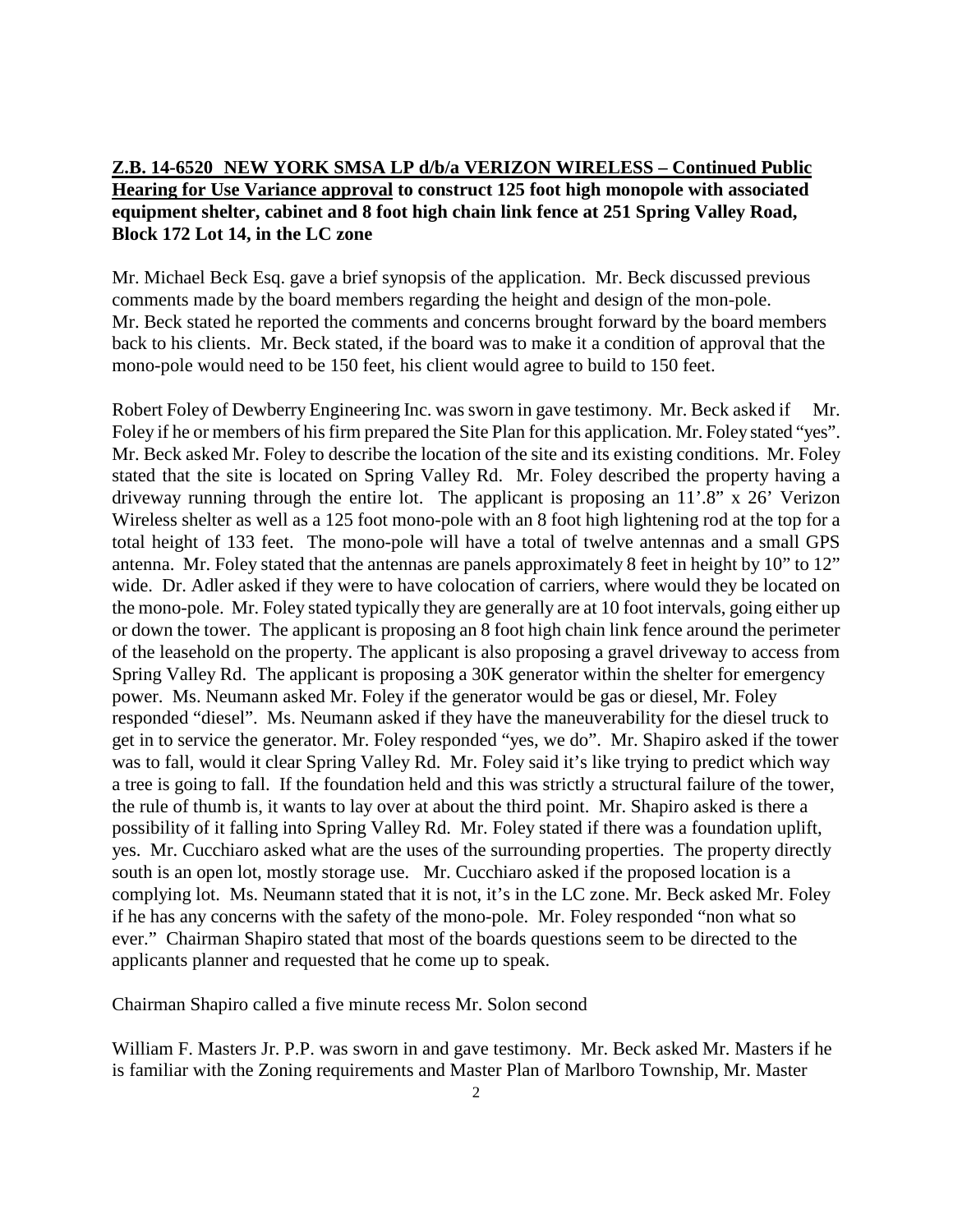**Z.B. 14-6520 NEW YORK SMSA LP d/b/a VERIZON WIRELESS – Continued Public Hearing for Use Variance approval to construct 125 foot high monopole with associated equipment shelter, cabinet and 8 foot high chain link fence at 251 Spring Valley Road, Block 172 Lot 14, in the LC zone**

Mr. Michael Beck Esq. gave a brief synopsis of the application. Mr. Beck discussed previous comments made by the board members regarding the height and design of the mon-pole. Mr. Beck stated he reported the comments and concerns brought forward by the board members back to his clients. Mr. Beck stated, if the board was to make it a condition of approval that the mono-pole would need to be 150 feet, his client would agree to build to 150 feet.

Robert Foley of Dewberry Engineering Inc. was sworn in gave testimony. Mr. Beck asked if Mr. Foley if he or members of his firm prepared the Site Plan for this application. Mr. Foley stated "yes". Mr. Beck asked Mr. Foley to describe the location of the site and its existing conditions. Mr. Foley stated that the site is located on Spring Valley Rd. Mr. Foley described the property having a driveway running through the entire lot. The applicant is proposing an 11'.8" x 26' Verizon Wireless shelter as well as a 125 foot mono-pole with an 8 foot high lightening rod at the top for a total height of 133 feet. The mono-pole will have a total of twelve antennas and a small GPS antenna. Mr. Foley stated that the antennas are panels approximately 8 feet in height by 10" to 12" wide. Dr. Adler asked if they were to have colocation of carriers, where would they be located on the mono-pole. Mr. Foley stated typically they are generally are at 10 foot intervals, going either up or down the tower. The applicant is proposing an 8 foot high chain link fence around the perimeter of the leasehold on the property. The applicant is also proposing a gravel driveway to access from Spring Valley Rd. The applicant is proposing a 30K generator within the shelter for emergency power. Ms. Neumann asked Mr. Foley if the generator would be gas or diesel, Mr. Foley responded "diesel". Ms. Neumann asked if they have the maneuverability for the diesel truck to get in to service the generator. Mr. Foley responded "yes, we do". Mr. Shapiro asked if the tower was to fall, would it clear Spring Valley Rd. Mr. Foley said it's like trying to predict which way a tree is going to fall. If the foundation held and this was strictly a structural failure of the tower, the rule of thumb is, it wants to lay over at about the third point. Mr. Shapiro asked is there a possibility of it falling into Spring Valley Rd. Mr. Foley stated if there was a foundation uplift, yes. Mr. Cucchiaro asked what are the uses of the surrounding properties. The property directly south is an open lot, mostly storage use. Mr. Cucchiaro asked if the proposed location is a complying lot. Ms. Neumann stated that it is not, it's in the LC zone. Mr. Beck asked Mr. Foley if he has any concerns with the safety of the mono-pole. Mr. Foley responded "non what so ever." Chairman Shapiro stated that most of the boards questions seem to be directed to the applicants planner and requested that he come up to speak.

Chairman Shapiro called a five minute recess Mr. Solon second

William F. Masters Jr. P.P. was sworn in and gave testimony. Mr. Beck asked Mr. Masters if he is familiar with the Zoning requirements and Master Plan of Marlboro Township, Mr. Master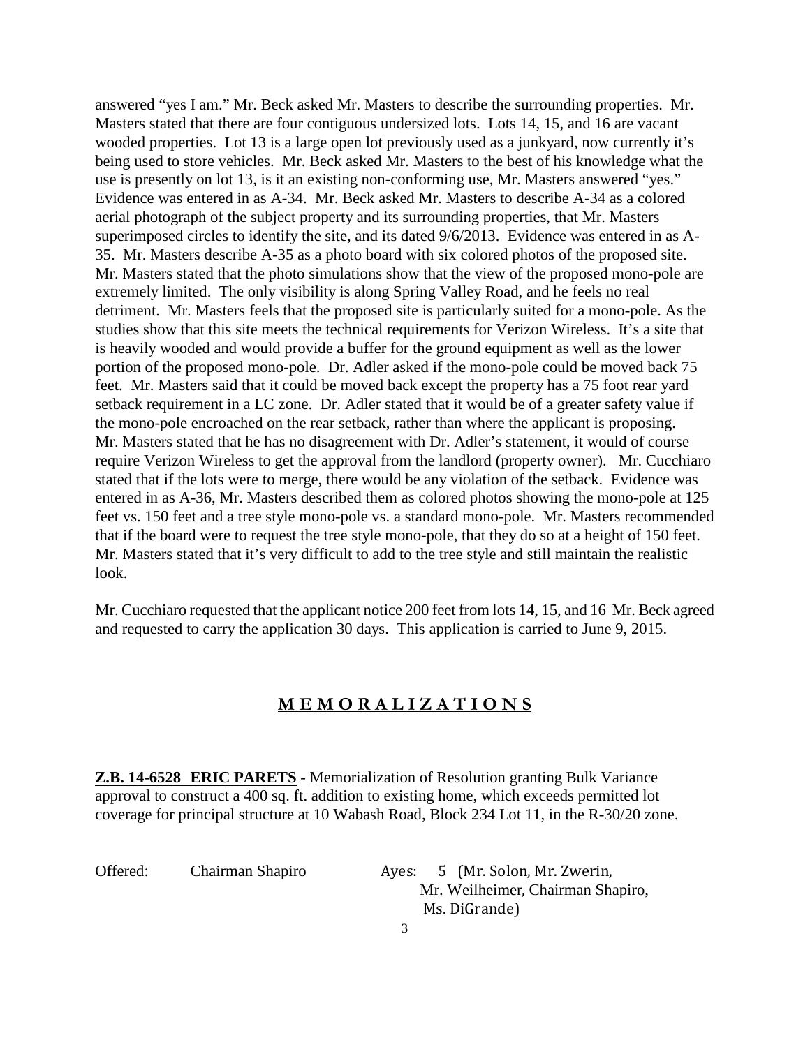answered "yes I am." Mr. Beck asked Mr. Masters to describe the surrounding properties. Mr. Masters stated that there are four contiguous undersized lots. Lots 14, 15, and 16 are vacant wooded properties. Lot 13 is a large open lot previously used as a junkyard, now currently it's being used to store vehicles. Mr. Beck asked Mr. Masters to the best of his knowledge what the use is presently on lot 13, is it an existing non-conforming use, Mr. Masters answered "yes." Evidence was entered in as A-34. Mr. Beck asked Mr. Masters to describe A-34 as a colored aerial photograph of the subject property and its surrounding properties, that Mr. Masters superimposed circles to identify the site, and its dated 9/6/2013. Evidence was entered in as A-35. Mr. Masters describe A-35 as a photo board with six colored photos of the proposed site. Mr. Masters stated that the photo simulations show that the view of the proposed mono-pole are extremely limited. The only visibility is along Spring Valley Road, and he feels no real detriment. Mr. Masters feels that the proposed site is particularly suited for a mono-pole. As the studies show that this site meets the technical requirements for Verizon Wireless. It's a site that is heavily wooded and would provide a buffer for the ground equipment as well as the lower portion of the proposed mono-pole. Dr. Adler asked if the mono-pole could be moved back 75 feet. Mr. Masters said that it could be moved back except the property has a 75 foot rear yard setback requirement in a LC zone. Dr. Adler stated that it would be of a greater safety value if the mono-pole encroached on the rear setback, rather than where the applicant is proposing. Mr. Masters stated that he has no disagreement with Dr. Adler's statement, it would of course require Verizon Wireless to get the approval from the landlord (property owner). Mr. Cucchiaro stated that if the lots were to merge, there would be any violation of the setback. Evidence was entered in as A-36, Mr. Masters described them as colored photos showing the mono-pole at 125 feet vs. 150 feet and a tree style mono-pole vs. a standard mono-pole. Mr. Masters recommended that if the board were to request the tree style mono-pole, that they do so at a height of 150 feet. Mr. Masters stated that it's very difficult to add to the tree style and still maintain the realistic look.

Mr. Cucchiaro requested that the applicant notice 200 feet from lots 14, 15, and 16 Mr. Beck agreed and requested to carry the application 30 days. This application is carried to June 9, 2015.

## M E M O R A L I Z A T I O N S

**Z.B. 14-6528 ERIC PARETS** - Memorialization of Resolution granting Bulk Variance approval to construct a 400 sq. ft. addition to existing home, which exceeds permitted lot coverage for principal structure at 10 Wabash Road, Block 234 Lot 11, in the R-30/20 zone.

Offered: Chairman Shapiro

Ayes: 5 (Mr. Solon, Mr. Zwerin, Mr. Weilheimer, Chairman Shapiro, Ms. DiGrande)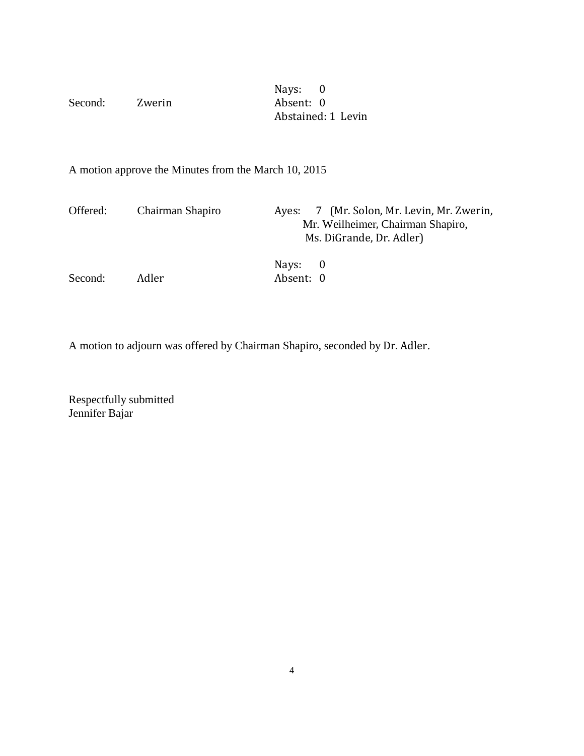| | | |
|---|---|---|
| | | Nays: 0 |
| Second: | Zwerin | Absent: 0 |
| | | Abstained: 1 Levin |

A motion approve the Minutes from the March 10, 2015

| | | |
|---|---|---|
| Offered: | Chairman Shapiro | Ayes: 7 (Mr. Solon, Mr. Levin, Mr. Zwerin, Mr. Weilheimer, Chairman Shapiro, Ms. DiGrande, Dr. Adler) |
| | | Nays: 0 |
| Second: | Adler | Absent: 0 |

A motion to adjourn was offered by Chairman Shapiro, seconded by Dr. Adler.

Respectfully submitted
Jennifer Bajar